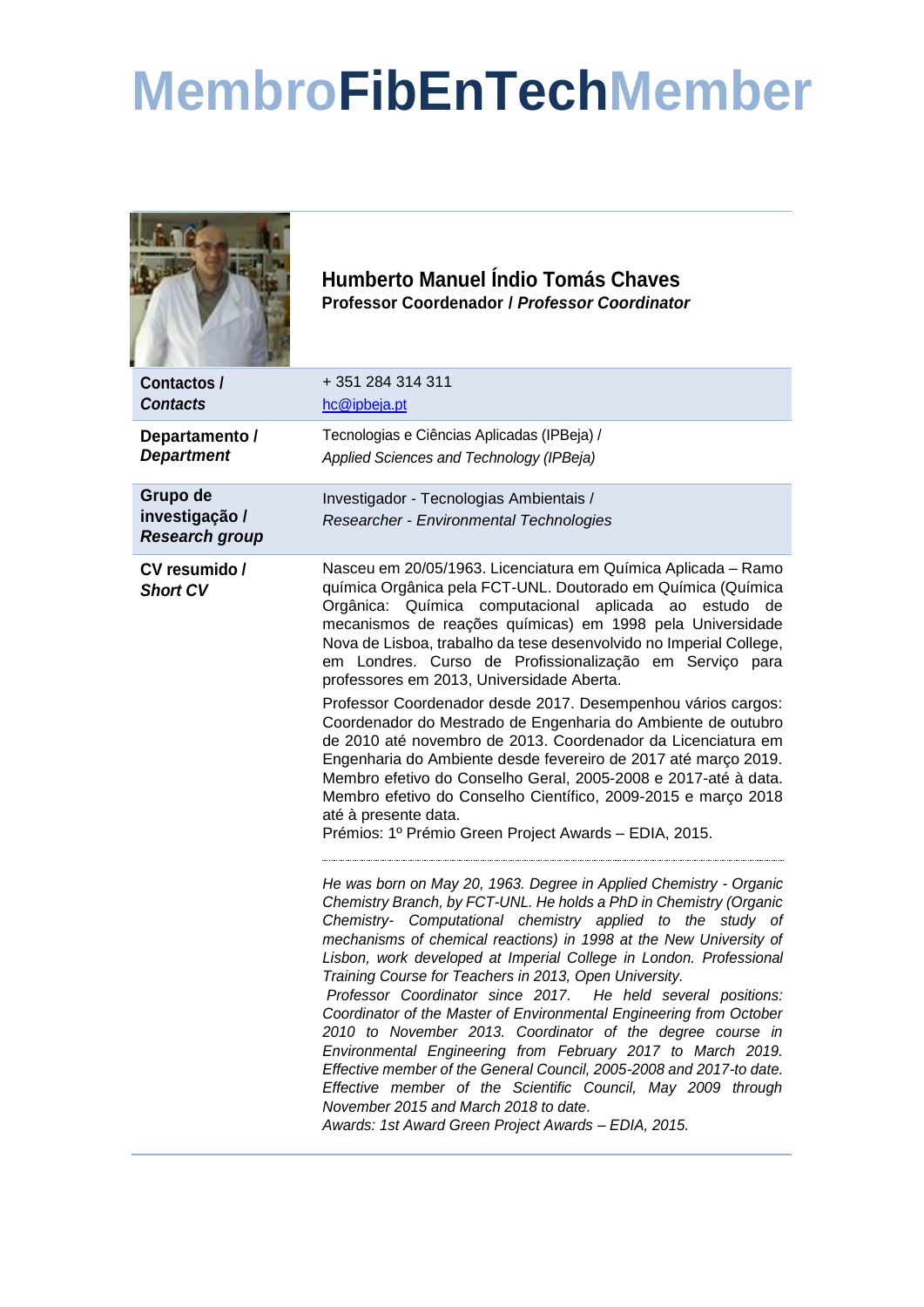# MembroFibEnTechMember

## Humberto Manuel Índio Tomás Chaves

**Professor Coordenador / *Professor Coordinator***

| | |
|---|---|
| **Contactos /** ***Contacts*** | + 351 284 314 311<br>hc@ipbeja.pt |
| **Departamento /** ***Department*** | Tecnologias e Ciências Aplicadas (IPBeja) /<br>*Applied Sciences and Technology (IPBeja)* |
| **Grupo de investigação /** ***Research group*** | Investigador - Tecnologias Ambientais /<br>*Researcher - Environmental Technologies* |
| **CV resumido /** ***Short CV*** | Nasceu em 20/05/1963. Licenciatura em Química Aplicada – Ramo química Orgânica pela FCT-UNL. Doutorado em Química (Química Orgânica: Química computacional aplicada ao estudo de mecanismos de reações químicas) em 1998 pela Universidade Nova de Lisboa, trabalho da tese desenvolvido no Imperial College, em Londres. Curso de Profissionalização em Serviço para professores em 2013, Universidade Aberta.<br><br>Professor Coordenador desde 2017. Desempenhou vários cargos: Coordenador do Mestrado de Engenharia do Ambiente de outubro de 2010 até novembro de 2013. Coordenador da Licenciatura em Engenharia do Ambiente desde fevereiro de 2017 até março 2019. Membro efetivo do Conselho Geral, 2005-2008 e 2017-até à data. Membro efetivo do Conselho Científico, 2009-2015 e março 2018 até à presente data.<br>Prémios: 1º Prémio Green Project Awards – EDIA, 2015.<br><br>*He was born on May 20, 1963. Degree in Applied Chemistry - Organic Chemistry Branch, by FCT-UNL. He holds a PhD in Chemistry (Organic Chemistry- Computational chemistry applied to the study of mechanisms of chemical reactions) in 1998 at the New University of Lisbon, work developed at Imperial College in London. Professional Training Course for Teachers in 2013, Open University.*<br>*Professor Coordinator since 2017. He held several positions: Coordinator of the Master of Environmental Engineering from October 2010 to November 2013. Coordinator of the degree course in Environmental Engineering from February 2017 to March 2019. Effective member of the General Council, 2005-2008 and 2017-to date. Effective member of the Scientific Council, May 2009 through November 2015 and March 2018 to date.*<br>*Awards: 1st Award Green Project Awards – EDIA, 2015.* |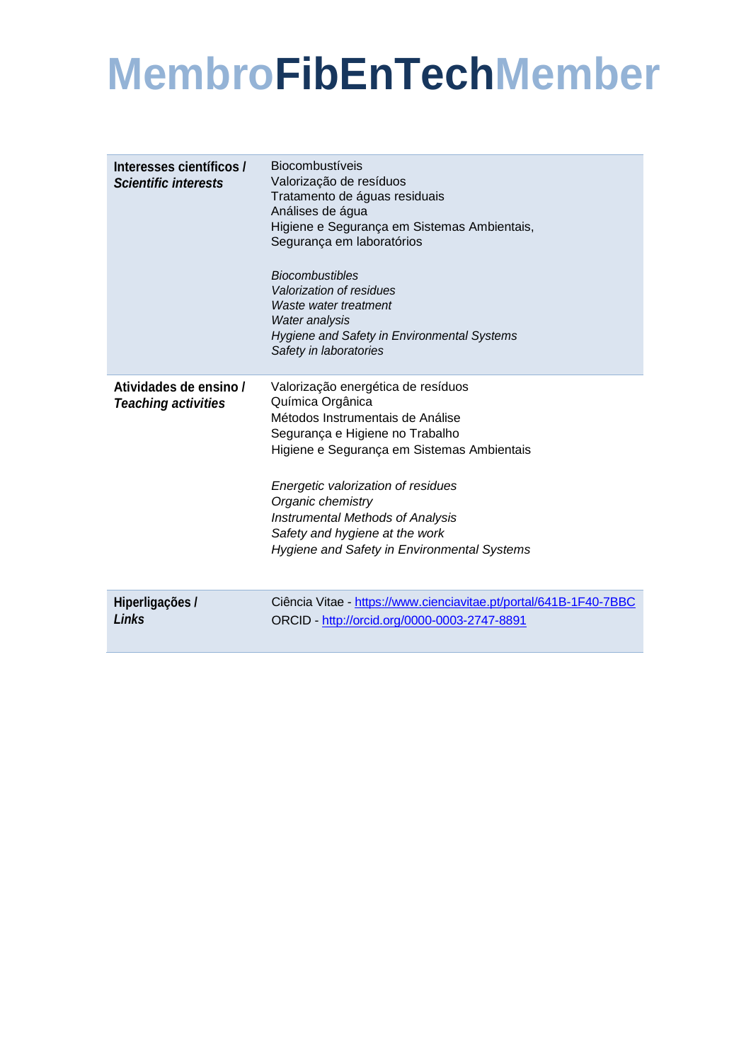# MembroFibEnTechMember

| | |
|---|---|
| **Interesses científicos /** ***Scientific interests*** | Biocombustíveis<br>Valorização de resíduos<br>Tratamento de águas residuais<br>Análises de água<br>Higiene e Segurança em Sistemas Ambientais,<br>Segurança em laboratórios<br><br>*Biocombustibles*<br>*Valorization of residues*<br>*Waste water treatment*<br>*Water analysis*<br>*Hygiene and Safety in Environmental Systems*<br>*Safety in laboratories* |
| **Atividades de ensino /** ***Teaching activities*** | Valorização energética de resíduos<br>Química Orgânica<br>Métodos Instrumentais de Análise<br>Segurança e Higiene no Trabalho<br>Higiene e Segurança em Sistemas Ambientais<br><br>*Energetic valorization of residues*<br>*Organic chemistry*<br>*Instrumental Methods of Analysis*<br>*Safety and hygiene at the work*<br>*Hygiene and Safety in Environmental Systems* |
| **Hiperligações /** ***Links*** | Ciência Vitae - https://www.cienciavitae.pt/portal/641B-1F40-7BBC<br>ORCID - http://orcid.org/0000-0003-2747-8891 |